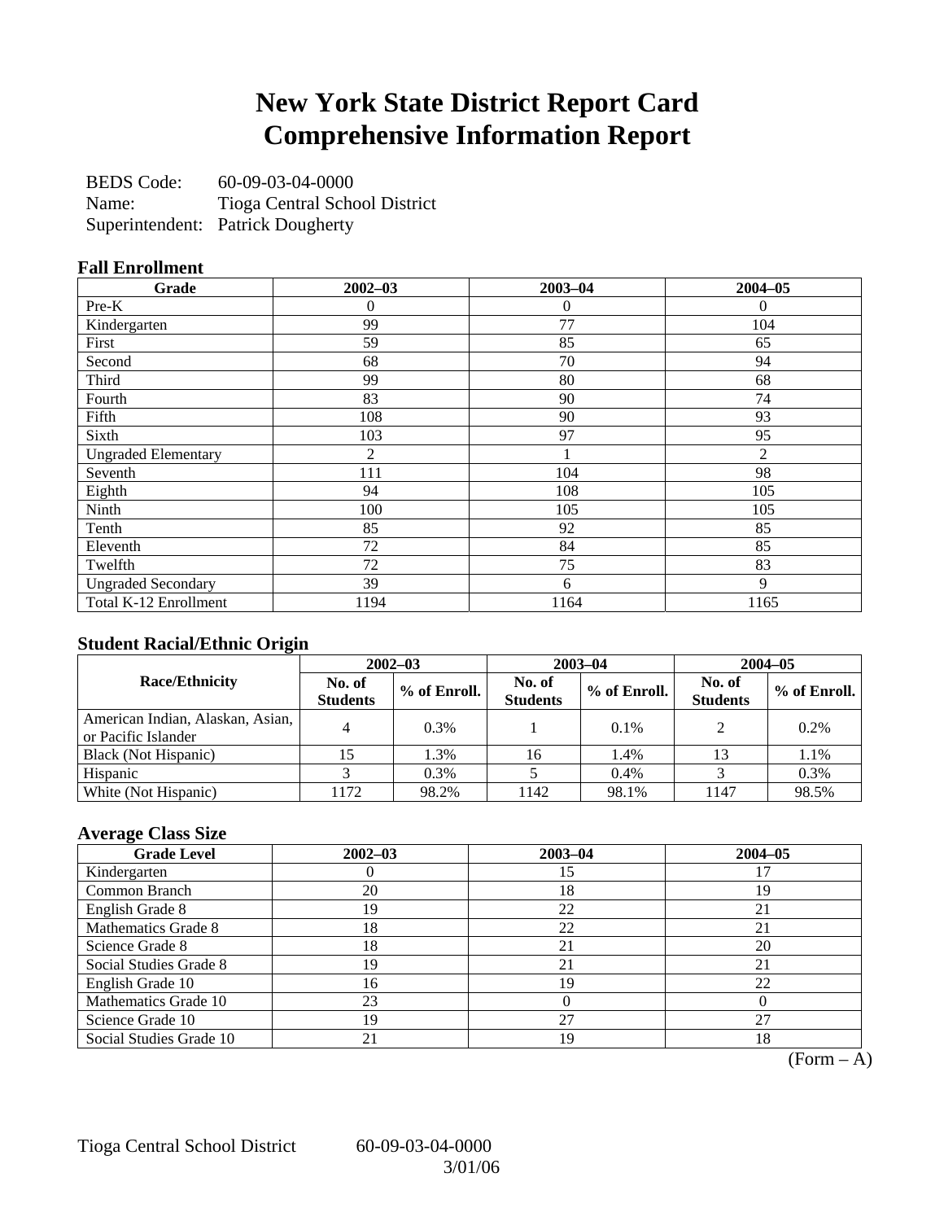# New York State District Report Card
# Comprehensive Information Report

BEDS Code: 60-09-03-04-0000
Name: Tioga Central School District
Superintendent: Patrick Dougherty

### Fall Enrollment

| Grade | 2002–03 | 2003–04 | 2004–05 |
|---|---|---|---|
| Pre-K | 0 | 0 | 0 |
| Kindergarten | 99 | 77 | 104 |
| First | 59 | 85 | 65 |
| Second | 68 | 70 | 94 |
| Third | 99 | 80 | 68 |
| Fourth | 83 | 90 | 74 |
| Fifth | 108 | 90 | 93 |
| Sixth | 103 | 97 | 95 |
| Ungraded Elementary | 2 | 1 | 2 |
| Seventh | 111 | 104 | 98 |
| Eighth | 94 | 108 | 105 |
| Ninth | 100 | 105 | 105 |
| Tenth | 85 | 92 | 85 |
| Eleventh | 72 | 84 | 85 |
| Twelfth | 72 | 75 | 83 |
| Ungraded Secondary | 39 | 6 | 9 |
| Total K-12 Enrollment | 1194 | 1164 | 1165 |

### Student Racial/Ethnic Origin

| Race/Ethnicity | 2002–03 | | 2003–04 | | 2004–05 | |
|---|---|---|---|---|---|---|
| | No. of Students | % of Enroll. | No. of Students | % of Enroll. | No. of Students | % of Enroll. |
| American Indian, Alaskan, Asian, or Pacific Islander | 4 | 0.3% | 1 | 0.1% | 2 | 0.2% |
| Black (Not Hispanic) | 15 | 1.3% | 16 | 1.4% | 13 | 1.1% |
| Hispanic | 3 | 0.3% | 5 | 0.4% | 3 | 0.3% |
| White (Not Hispanic) | 1172 | 98.2% | 1142 | 98.1% | 1147 | 98.5% |

### Average Class Size

| Grade Level | 2002–03 | 2003–04 | 2004–05 |
|---|---|---|---|
| Kindergarten | 0 | 15 | 17 |
| Common Branch | 20 | 18 | 19 |
| English Grade 8 | 19 | 22 | 21 |
| Mathematics Grade 8 | 18 | 22 | 21 |
| Science Grade 8 | 18 | 21 | 20 |
| Social Studies Grade 8 | 19 | 21 | 21 |
| English Grade 10 | 16 | 19 | 22 |
| Mathematics Grade 10 | 23 | 0 | 0 |
| Science Grade 10 | 19 | 27 | 27 |
| Social Studies Grade 10 | 21 | 19 | 18 |

(Form – A)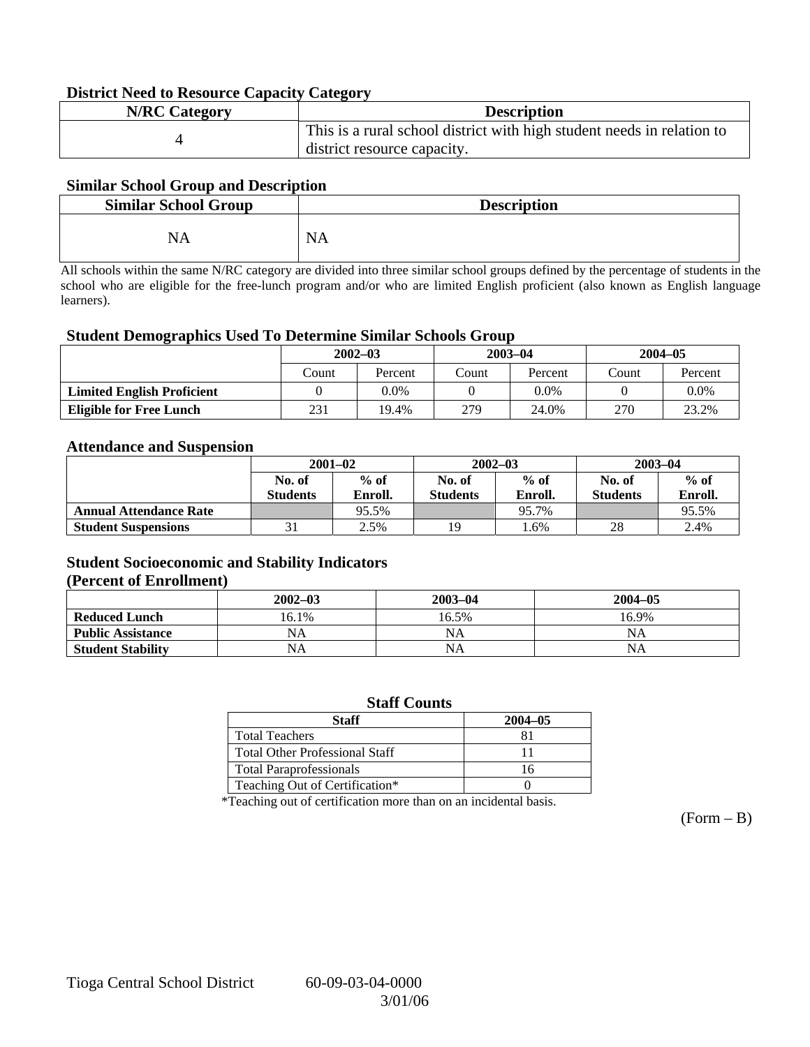### District Need to Resource Capacity Category

| N/RC Category | Description |
|---|---|
| 4 | This is a rural school district with high student needs in relation to district resource capacity. |

### Similar School Group and Description

| Similar School Group | Description |
|---|---|
| NA | NA |

All schools within the same N/RC category are divided into three similar school groups defined by the percentage of students in the school who are eligible for the free-lunch program and/or who are limited English proficient (also known as English language learners).

### Student Demographics Used To Determine Similar Schools Group

| | 2002–03 | | 2003–04 | | 2004–05 | |
|---|---|---|---|---|---|---|
| | Count | Percent | Count | Percent | Count | Percent |
| **Limited English Proficient** | 0 | 0.0% | 0 | 0.0% | 0 | 0.0% |
| **Eligible for Free Lunch** | 231 | 19.4% | 279 | 24.0% | 270 | 23.2% |

### Attendance and Suspension

| | 2001–02 | | 2002–03 | | 2003–04 | |
|---|---|---|---|---|---|---|
| | No. of Students | % of Enroll. | No. of Students | % of Enroll. | No. of Students | % of Enroll. |
| **Annual Attendance Rate** | | 95.5% | | 95.7% | | 95.5% |
| **Student Suspensions** | 31 | 2.5% | 19 | 1.6% | 28 | 2.4% |

### Student Socioeconomic and Stability Indicators (Percent of Enrollment)

| | 2002–03 | 2003–04 | 2004–05 |
|---|---|---|---|
| **Reduced Lunch** | 16.1% | 16.5% | 16.9% |
| **Public Assistance** | NA | NA | NA |
| **Student Stability** | NA | NA | NA |

### Staff Counts

| Staff | 2004–05 |
|---|---|
| Total Teachers | 81 |
| Total Other Professional Staff | 11 |
| Total Paraprofessionals | 16 |
| Teaching Out of Certification* | 0 |

*Teaching out of certification more than on an incidental basis.

(Form – B)

Tioga Central School District 60-09-03-04-0000
3/01/06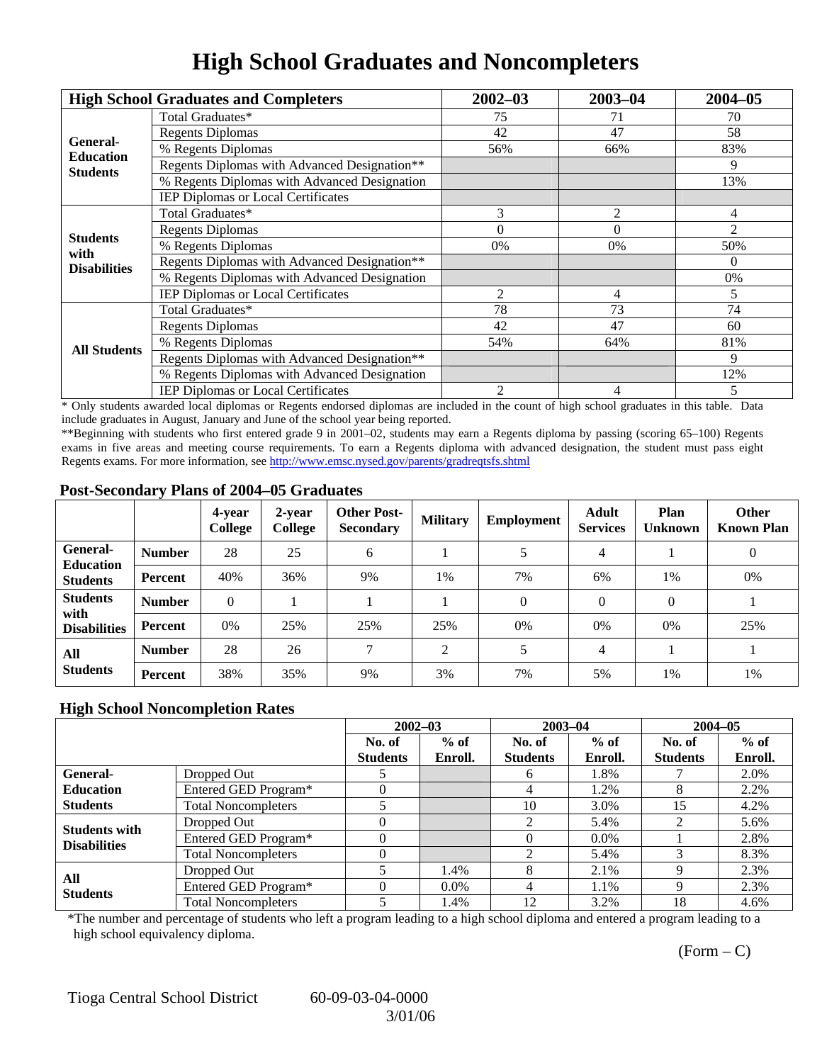# High School Graduates and Noncompleters

| High School Graduates and Completers | | 2002–03 | 2003–04 | 2004–05 |
|---|---|---|---|---|
| General-Education Students | Total Graduates* | 75 | 71 | 70 |
| | Regents Diplomas | 42 | 47 | 58 |
| | % Regents Diplomas | 56% | 66% | 83% |
| | Regents Diplomas with Advanced Designation** | | | 9 |
| | % Regents Diplomas with Advanced Designation | | | 13% |
| | IEP Diplomas or Local Certificates | | | |
| Students with Disabilities | Total Graduates* | 3 | 2 | 4 |
| | Regents Diplomas | 0 | 0 | 2 |
| | % Regents Diplomas | 0% | 0% | 50% |
| | Regents Diplomas with Advanced Designation** | | | 0 |
| | % Regents Diplomas with Advanced Designation | | | 0% |
| | IEP Diplomas or Local Certificates | 2 | 4 | 5 |
| All Students | Total Graduates* | 78 | 73 | 74 |
| | Regents Diplomas | 42 | 47 | 60 |
| | % Regents Diplomas | 54% | 64% | 81% |
| | Regents Diplomas with Advanced Designation** | | | 9 |
| | % Regents Diplomas with Advanced Designation | | | 12% |
| | IEP Diplomas or Local Certificates | 2 | 4 | 5 |

* Only students awarded local diplomas or Regents endorsed diplomas are included in the count of high school graduates in this table. Data include graduates in August, January and June of the school year being reported.

**Beginning with students who first entered grade 9 in 2001–02, students may earn a Regents diploma by passing (scoring 65–100) Regents exams in five areas and meeting course requirements. To earn a Regents diploma with advanced designation, the student must pass eight Regents exams. For more information, see http://www.emsc.nysed.gov/parents/gradreqtsfs.shtml

### Post-Secondary Plans of 2004–05 Graduates

| | | 4-year College | 2-year College | Other Post-Secondary | Military | Employment | Adult Services | Plan Unknown | Other Known Plan |
|---|---|---|---|---|---|---|---|---|---|
| General-Education Students | Number | 28 | 25 | 6 | 1 | 5 | 4 | 1 | 0 |
| | Percent | 40% | 36% | 9% | 1% | 7% | 6% | 1% | 0% |
| Students with Disabilities | Number | 0 | 1 | 1 | 1 | 0 | 0 | 0 | 1 |
| | Percent | 0% | 25% | 25% | 25% | 0% | 0% | 0% | 25% |
| All Students | Number | 28 | 26 | 7 | 2 | 5 | 4 | 1 | 1 |
| | Percent | 38% | 35% | 9% | 3% | 7% | 5% | 1% | 1% |

### High School Noncompletion Rates

| | | 2002–03 | | 2003–04 | | 2004–05 | |
|---|---|---|---|---|---|---|---|
| | | No. of Students | % of Enroll. | No. of Students | % of Enroll. | No. of Students | % of Enroll. |
| General-Education Students | Dropped Out | 5 | | 6 | 1.8% | 7 | 2.0% |
| | Entered GED Program* | 0 | | 4 | 1.2% | 8 | 2.2% |
| | Total Noncompleters | 5 | | 10 | 3.0% | 15 | 4.2% |
| Students with Disabilities | Dropped Out | 0 | | 2 | 5.4% | 2 | 5.6% |
| | Entered GED Program* | 0 | | 0 | 0.0% | 1 | 2.8% |
| | Total Noncompleters | 0 | | 2 | 5.4% | 3 | 8.3% |
| All Students | Dropped Out | 5 | 1.4% | 8 | 2.1% | 9 | 2.3% |
| | Entered GED Program* | 0 | 0.0% | 4 | 1.1% | 9 | 2.3% |
| | Total Noncompleters | 5 | 1.4% | 12 | 3.2% | 18 | 4.6% |

*The number and percentage of students who left a program leading to a high school diploma and entered a program leading to a high school equivalency diploma.

(Form – C)

Tioga Central School District 60-09-03-04-0000 3/01/06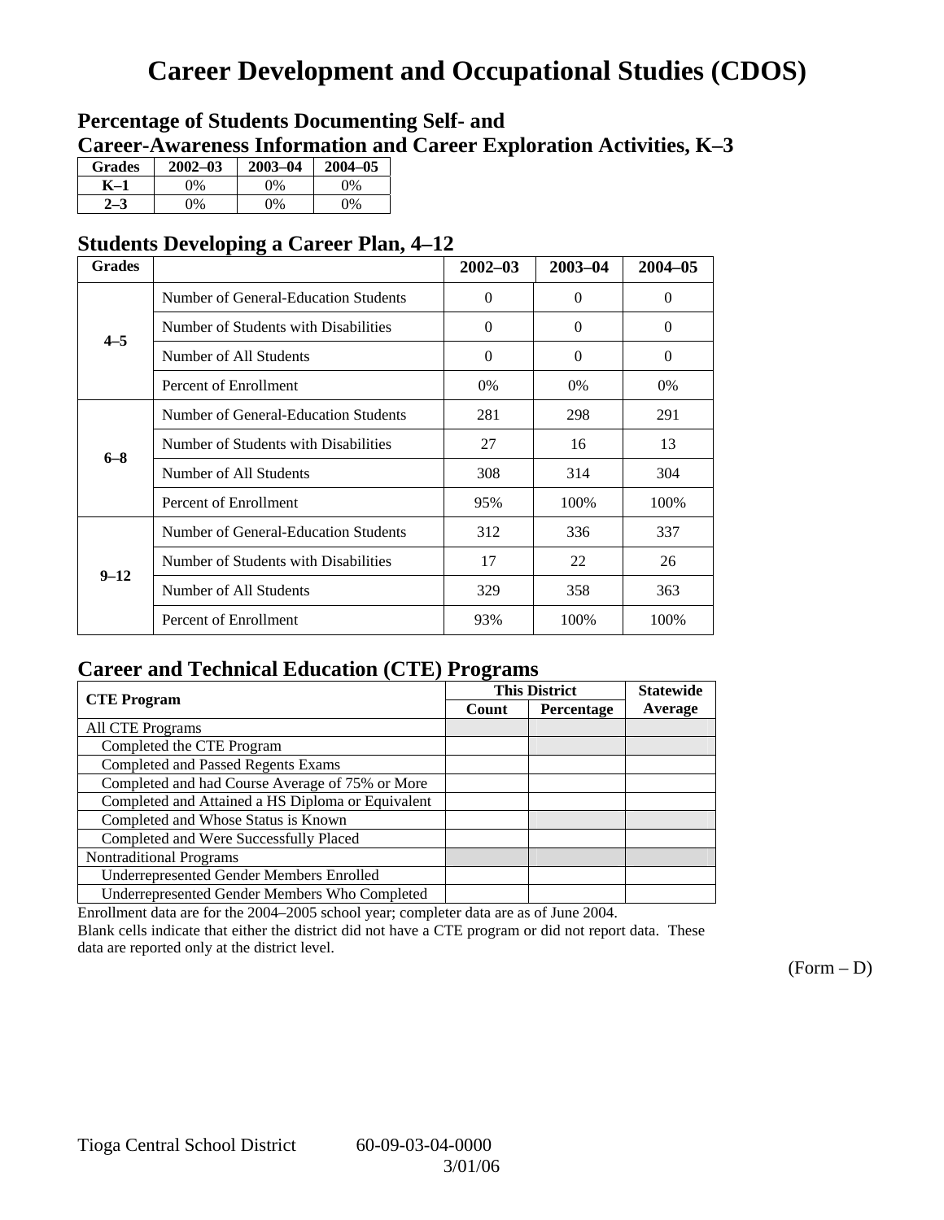# Career Development and Occupational Studies (CDOS)

## Percentage of Students Documenting Self- and Career-Awareness Information and Career Exploration Activities, K–3

| Grades | 2002–03 | 2003–04 | 2004–05 |
|---|---|---|---|
| K–1 | 0% | 0% | 0% |
| 2–3 | 0% | 0% | 0% |

## Students Developing a Career Plan, 4–12

| Grades | | 2002–03 | 2003–04 | 2004–05 |
|---|---|---|---|---|
| 4–5 | Number of General-Education Students | 0 | 0 | 0 |
| | Number of Students with Disabilities | 0 | 0 | 0 |
| | Number of All Students | 0 | 0 | 0 |
| | Percent of Enrollment | 0% | 0% | 0% |
| 6–8 | Number of General-Education Students | 281 | 298 | 291 |
| | Number of Students with Disabilities | 27 | 16 | 13 |
| | Number of All Students | 308 | 314 | 304 |
| | Percent of Enrollment | 95% | 100% | 100% |
| 9–12 | Number of General-Education Students | 312 | 336 | 337 |
| | Number of Students with Disabilities | 17 | 22 | 26 |
| | Number of All Students | 329 | 358 | 363 |
| | Percent of Enrollment | 93% | 100% | 100% |

## Career and Technical Education (CTE) Programs

| CTE Program | This District | | Statewide |
|---|---|---|---|
| | Count | Percentage | Average |
| All CTE Programs | | | |
| Completed the CTE Program | | | |
| Completed and Passed Regents Exams | | | |
| Completed and had Course Average of 75% or More | | | |
| Completed and Attained a HS Diploma or Equivalent | | | |
| Completed and Whose Status is Known | | | |
| Completed and Were Successfully Placed | | | |
| Nontraditional Programs | | | |
| Underrepresented Gender Members Enrolled | | | |
| Underrepresented Gender Members Who Completed | | | |

Enrollment data are for the 2004–2005 school year; completer data are as of June 2004.

Blank cells indicate that either the district did not have a CTE program or did not report data. These data are reported only at the district level.

(Form – D)

Tioga Central School District 60-09-03-04-0000

3/01/06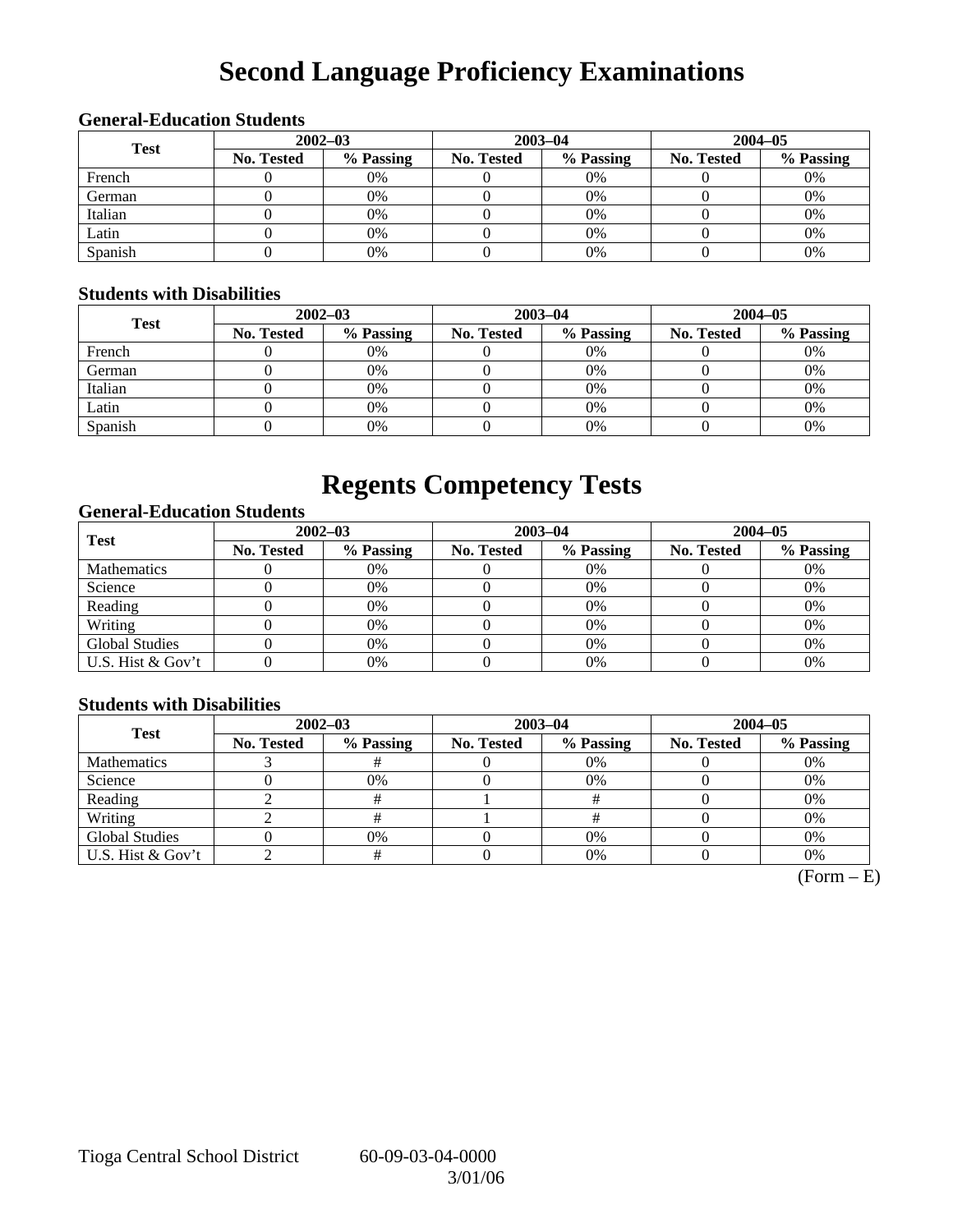# Second Language Proficiency Examinations

### General-Education Students

| Test | 2002–03 | | 2003–04 | | 2004–05 | |
|---|---|---|---|---|---|---|
| | No. Tested | % Passing | No. Tested | % Passing | No. Tested | % Passing |
| French | 0 | 0% | 0 | 0% | 0 | 0% |
| German | 0 | 0% | 0 | 0% | 0 | 0% |
| Italian | 0 | 0% | 0 | 0% | 0 | 0% |
| Latin | 0 | 0% | 0 | 0% | 0 | 0% |
| Spanish | 0 | 0% | 0 | 0% | 0 | 0% |

### Students with Disabilities

| Test | 2002–03 | | 2003–04 | | 2004–05 | |
|---|---|---|---|---|---|---|
| | No. Tested | % Passing | No. Tested | % Passing | No. Tested | % Passing |
| French | 0 | 0% | 0 | 0% | 0 | 0% |
| German | 0 | 0% | 0 | 0% | 0 | 0% |
| Italian | 0 | 0% | 0 | 0% | 0 | 0% |
| Latin | 0 | 0% | 0 | 0% | 0 | 0% |
| Spanish | 0 | 0% | 0 | 0% | 0 | 0% |

# Regents Competency Tests

### General-Education Students

| Test | 2002–03 | | 2003–04 | | 2004–05 | |
|---|---|---|---|---|---|---|
| | No. Tested | % Passing | No. Tested | % Passing | No. Tested | % Passing |
| Mathematics | 0 | 0% | 0 | 0% | 0 | 0% |
| Science | 0 | 0% | 0 | 0% | 0 | 0% |
| Reading | 0 | 0% | 0 | 0% | 0 | 0% |
| Writing | 0 | 0% | 0 | 0% | 0 | 0% |
| Global Studies | 0 | 0% | 0 | 0% | 0 | 0% |
| U.S. Hist & Gov't | 0 | 0% | 0 | 0% | 0 | 0% |

### Students with Disabilities

| Test | 2002–03 | | 2003–04 | | 2004–05 | |
|---|---|---|---|---|---|---|
| | No. Tested | % Passing | No. Tested | % Passing | No. Tested | % Passing |
| Mathematics | 3 | # | 0 | 0% | 0 | 0% |
| Science | 0 | 0% | 0 | 0% | 0 | 0% |
| Reading | 2 | # | 1 | # | 0 | 0% |
| Writing | 2 | # | 1 | # | 0 | 0% |
| Global Studies | 0 | 0% | 0 | 0% | 0 | 0% |
| U.S. Hist & Gov't | 2 | # | 0 | 0% | 0 | 0% |

(Form – E)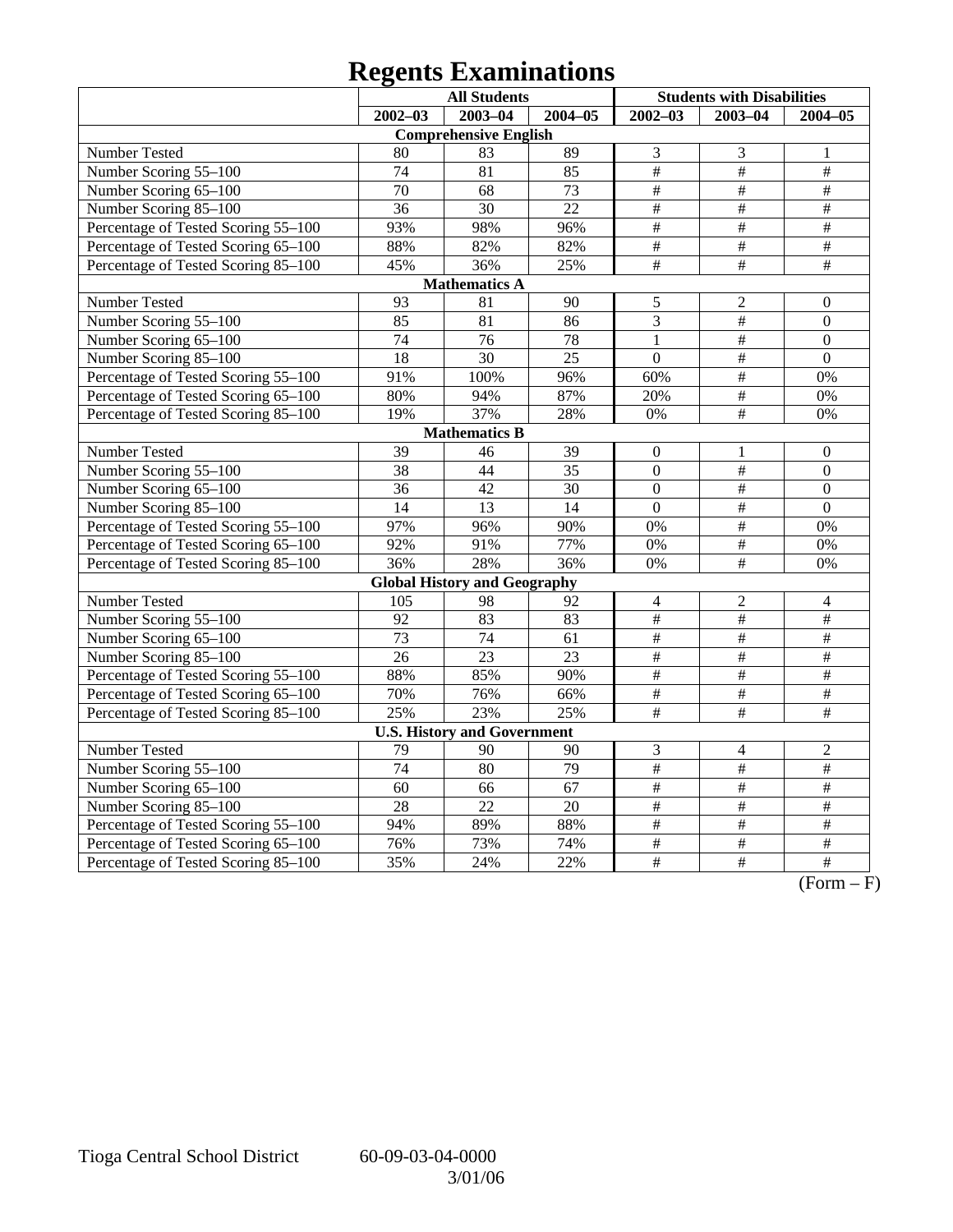# Regents Examinations

| | All Students | | | Students with Disabilities | | |
|---|---|---|---|---|---|---|
| | 2002–03 | 2003–04 | 2004–05 | 2002–03 | 2003–04 | 2004–05 |
| **Comprehensive English** | | | | | | |
| Number Tested | 80 | 83 | 89 | 3 | 3 | 1 |
| Number Scoring 55–100 | 74 | 81 | 85 | # | # | # |
| Number Scoring 65–100 | 70 | 68 | 73 | # | # | # |
| Number Scoring 85–100 | 36 | 30 | 22 | # | # | # |
| Percentage of Tested Scoring 55–100 | 93% | 98% | 96% | # | # | # |
| Percentage of Tested Scoring 65–100 | 88% | 82% | 82% | # | # | # |
| Percentage of Tested Scoring 85–100 | 45% | 36% | 25% | # | # | # |
| **Mathematics A** | | | | | | |
| Number Tested | 93 | 81 | 90 | 5 | 2 | 0 |
| Number Scoring 55–100 | 85 | 81 | 86 | 3 | # | 0 |
| Number Scoring 65–100 | 74 | 76 | 78 | 1 | # | 0 |
| Number Scoring 85–100 | 18 | 30 | 25 | 0 | # | 0 |
| Percentage of Tested Scoring 55–100 | 91% | 100% | 96% | 60% | # | 0% |
| Percentage of Tested Scoring 65–100 | 80% | 94% | 87% | 20% | # | 0% |
| Percentage of Tested Scoring 85–100 | 19% | 37% | 28% | 0% | # | 0% |
| **Mathematics B** | | | | | | |
| Number Tested | 39 | 46 | 39 | 0 | 1 | 0 |
| Number Scoring 55–100 | 38 | 44 | 35 | 0 | # | 0 |
| Number Scoring 65–100 | 36 | 42 | 30 | 0 | # | 0 |
| Number Scoring 85–100 | 14 | 13 | 14 | 0 | # | 0 |
| Percentage of Tested Scoring 55–100 | 97% | 96% | 90% | 0% | # | 0% |
| Percentage of Tested Scoring 65–100 | 92% | 91% | 77% | 0% | # | 0% |
| Percentage of Tested Scoring 85–100 | 36% | 28% | 36% | 0% | # | 0% |
| **Global History and Geography** | | | | | | |
| Number Tested | 105 | 98 | 92 | 4 | 2 | 4 |
| Number Scoring 55–100 | 92 | 83 | 83 | # | # | # |
| Number Scoring 65–100 | 73 | 74 | 61 | # | # | # |
| Number Scoring 85–100 | 26 | 23 | 23 | # | # | # |
| Percentage of Tested Scoring 55–100 | 88% | 85% | 90% | # | # | # |
| Percentage of Tested Scoring 65–100 | 70% | 76% | 66% | # | # | # |
| Percentage of Tested Scoring 85–100 | 25% | 23% | 25% | # | # | # |
| **U.S. History and Government** | | | | | | |
| Number Tested | 79 | 90 | 90 | 3 | 4 | 2 |
| Number Scoring 55–100 | 74 | 80 | 79 | # | # | # |
| Number Scoring 65–100 | 60 | 66 | 67 | # | # | # |
| Number Scoring 85–100 | 28 | 22 | 20 | # | # | # |
| Percentage of Tested Scoring 55–100 | 94% | 89% | 88% | # | # | # |
| Percentage of Tested Scoring 65–100 | 76% | 73% | 74% | # | # | # |
| Percentage of Tested Scoring 85–100 | 35% | 24% | 22% | # | # | # |

(Form – F)

Tioga Central School District 60-09-03-04-0000
3/01/06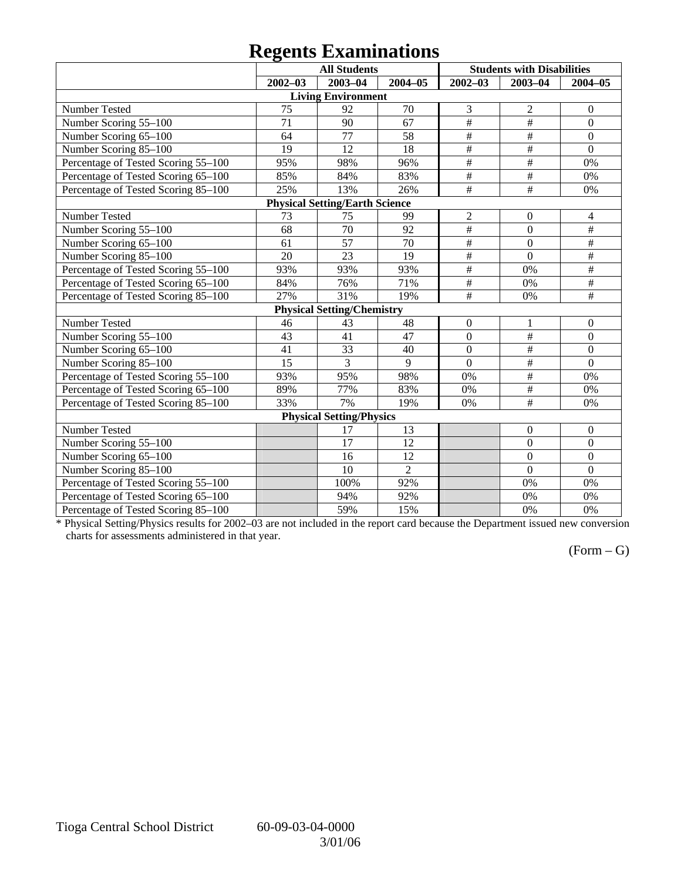# Regents Examinations

| | All Students | | | Students with Disabilities | | |
|---|---|---|---|---|---|---|
| | 2002–03 | 2003–04 | 2004–05 | 2002–03 | 2003–04 | 2004–05 |
| **Living Environment** | | | | | | |
| Number Tested | 75 | 92 | 70 | 3 | 2 | 0 |
| Number Scoring 55–100 | 71 | 90 | 67 | # | # | 0 |
| Number Scoring 65–100 | 64 | 77 | 58 | # | # | 0 |
| Number Scoring 85–100 | 19 | 12 | 18 | # | # | 0 |
| Percentage of Tested Scoring 55–100 | 95% | 98% | 96% | # | # | 0% |
| Percentage of Tested Scoring 65–100 | 85% | 84% | 83% | # | # | 0% |
| Percentage of Tested Scoring 85–100 | 25% | 13% | 26% | # | # | 0% |
| **Physical Setting/Earth Science** | | | | | | |
| Number Tested | 73 | 75 | 99 | 2 | 0 | 4 |
| Number Scoring 55–100 | 68 | 70 | 92 | # | 0 | # |
| Number Scoring 65–100 | 61 | 57 | 70 | # | 0 | # |
| Number Scoring 85–100 | 20 | 23 | 19 | # | 0 | # |
| Percentage of Tested Scoring 55–100 | 93% | 93% | 93% | # | 0% | # |
| Percentage of Tested Scoring 65–100 | 84% | 76% | 71% | # | 0% | # |
| Percentage of Tested Scoring 85–100 | 27% | 31% | 19% | # | 0% | # |
| **Physical Setting/Chemistry** | | | | | | |
| Number Tested | 46 | 43 | 48 | 0 | 1 | 0 |
| Number Scoring 55–100 | 43 | 41 | 47 | 0 | # | 0 |
| Number Scoring 65–100 | 41 | 33 | 40 | 0 | # | 0 |
| Number Scoring 85–100 | 15 | 3 | 9 | 0 | # | 0 |
| Percentage of Tested Scoring 55–100 | 93% | 95% | 98% | 0% | # | 0% |
| Percentage of Tested Scoring 65–100 | 89% | 77% | 83% | 0% | # | 0% |
| Percentage of Tested Scoring 85–100 | 33% | 7% | 19% | 0% | # | 0% |
| **Physical Setting/Physics** | | | | | | |
| Number Tested | | 17 | 13 | | 0 | 0 |
| Number Scoring 55–100 | | 17 | 12 | | 0 | 0 |
| Number Scoring 65–100 | | 16 | 12 | | 0 | 0 |
| Number Scoring 85–100 | | 10 | 2 | | 0 | 0 |
| Percentage of Tested Scoring 55–100 | | 100% | 92% | | 0% | 0% |
| Percentage of Tested Scoring 65–100 | | 94% | 92% | | 0% | 0% |
| Percentage of Tested Scoring 85–100 | | 59% | 15% | | 0% | 0% |

* Physical Setting/Physics results for 2002–03 are not included in the report card because the Department issued new conversion charts for assessments administered in that year.

(Form – G)

Tioga Central School District 60-09-03-04-0000

3/01/06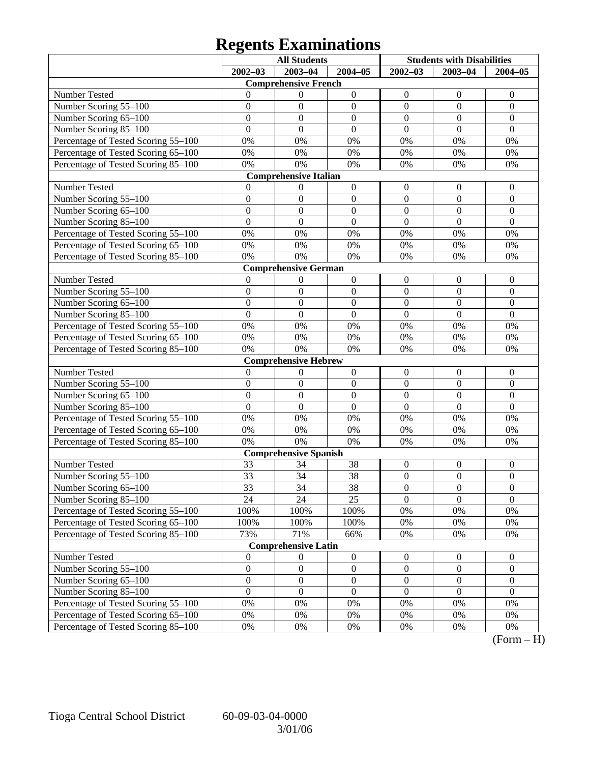# Regents Examinations

| | All Students | | | Students with Disabilities | | |
|---|---|---|---|---|---|---|
| | 2002–03 | 2003–04 | 2004–05 | 2002–03 | 2003–04 | 2004–05 |
| **Comprehensive French** | | | | | | |
| Number Tested | 0 | 0 | 0 | 0 | 0 | 0 |
| Number Scoring 55–100 | 0 | 0 | 0 | 0 | 0 | 0 |
| Number Scoring 65–100 | 0 | 0 | 0 | 0 | 0 | 0 |
| Number Scoring 85–100 | 0 | 0 | 0 | 0 | 0 | 0 |
| Percentage of Tested Scoring 55–100 | 0% | 0% | 0% | 0% | 0% | 0% |
| Percentage of Tested Scoring 65–100 | 0% | 0% | 0% | 0% | 0% | 0% |
| Percentage of Tested Scoring 85–100 | 0% | 0% | 0% | 0% | 0% | 0% |
| **Comprehensive Italian** | | | | | | |
| Number Tested | 0 | 0 | 0 | 0 | 0 | 0 |
| Number Scoring 55–100 | 0 | 0 | 0 | 0 | 0 | 0 |
| Number Scoring 65–100 | 0 | 0 | 0 | 0 | 0 | 0 |
| Number Scoring 85–100 | 0 | 0 | 0 | 0 | 0 | 0 |
| Percentage of Tested Scoring 55–100 | 0% | 0% | 0% | 0% | 0% | 0% |
| Percentage of Tested Scoring 65–100 | 0% | 0% | 0% | 0% | 0% | 0% |
| Percentage of Tested Scoring 85–100 | 0% | 0% | 0% | 0% | 0% | 0% |
| **Comprehensive German** | | | | | | |
| Number Tested | 0 | 0 | 0 | 0 | 0 | 0 |
| Number Scoring 55–100 | 0 | 0 | 0 | 0 | 0 | 0 |
| Number Scoring 65–100 | 0 | 0 | 0 | 0 | 0 | 0 |
| Number Scoring 85–100 | 0 | 0 | 0 | 0 | 0 | 0 |
| Percentage of Tested Scoring 55–100 | 0% | 0% | 0% | 0% | 0% | 0% |
| Percentage of Tested Scoring 65–100 | 0% | 0% | 0% | 0% | 0% | 0% |
| Percentage of Tested Scoring 85–100 | 0% | 0% | 0% | 0% | 0% | 0% |
| **Comprehensive Hebrew** | | | | | | |
| Number Tested | 0 | 0 | 0 | 0 | 0 | 0 |
| Number Scoring 55–100 | 0 | 0 | 0 | 0 | 0 | 0 |
| Number Scoring 65–100 | 0 | 0 | 0 | 0 | 0 | 0 |
| Number Scoring 85–100 | 0 | 0 | 0 | 0 | 0 | 0 |
| Percentage of Tested Scoring 55–100 | 0% | 0% | 0% | 0% | 0% | 0% |
| Percentage of Tested Scoring 65–100 | 0% | 0% | 0% | 0% | 0% | 0% |
| Percentage of Tested Scoring 85–100 | 0% | 0% | 0% | 0% | 0% | 0% |
| **Comprehensive Spanish** | | | | | | |
| Number Tested | 33 | 34 | 38 | 0 | 0 | 0 |
| Number Scoring 55–100 | 33 | 34 | 38 | 0 | 0 | 0 |
| Number Scoring 65–100 | 33 | 34 | 38 | 0 | 0 | 0 |
| Number Scoring 85–100 | 24 | 24 | 25 | 0 | 0 | 0 |
| Percentage of Tested Scoring 55–100 | 100% | 100% | 100% | 0% | 0% | 0% |
| Percentage of Tested Scoring 65–100 | 100% | 100% | 100% | 0% | 0% | 0% |
| Percentage of Tested Scoring 85–100 | 73% | 71% | 66% | 0% | 0% | 0% |
| **Comprehensive Latin** | | | | | | |
| Number Tested | 0 | 0 | 0 | 0 | 0 | 0 |
| Number Scoring 55–100 | 0 | 0 | 0 | 0 | 0 | 0 |
| Number Scoring 65–100 | 0 | 0 | 0 | 0 | 0 | 0 |
| Number Scoring 85–100 | 0 | 0 | 0 | 0 | 0 | 0 |
| Percentage of Tested Scoring 55–100 | 0% | 0% | 0% | 0% | 0% | 0% |
| Percentage of Tested Scoring 65–100 | 0% | 0% | 0% | 0% | 0% | 0% |
| Percentage of Tested Scoring 85–100 | 0% | 0% | 0% | 0% | 0% | 0% |

(Form – H)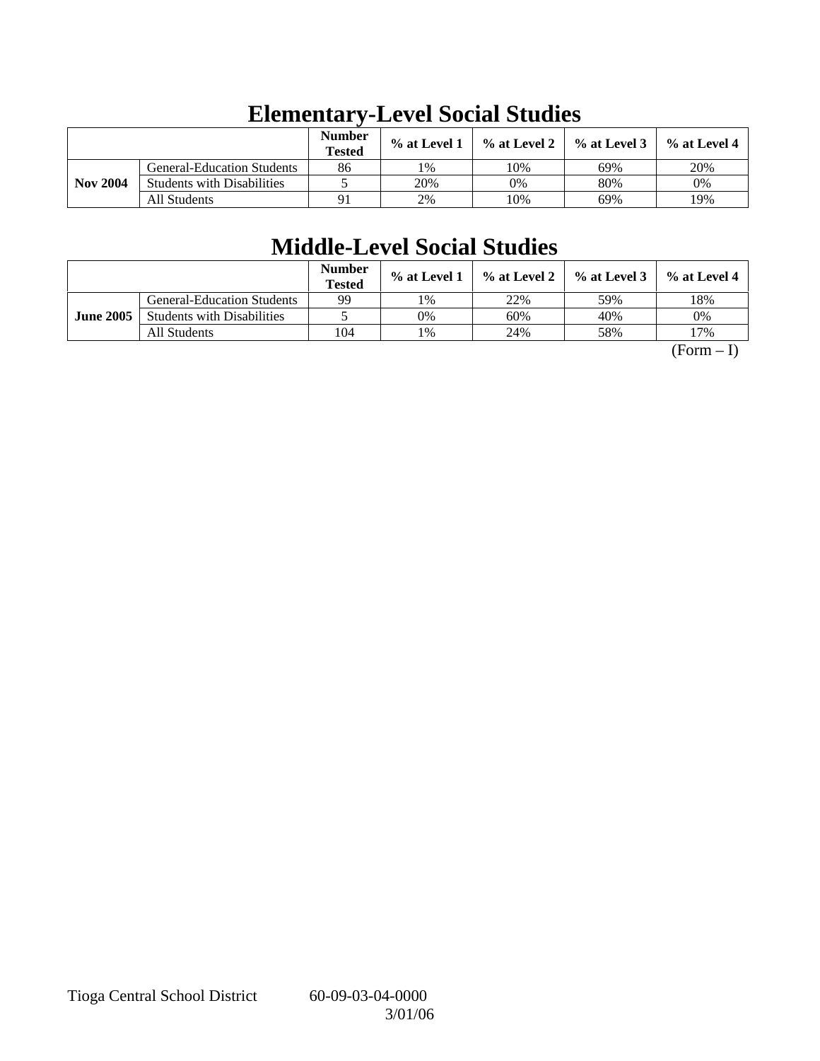## Elementary-Level Social Studies

| | | Number Tested | % at Level 1 | % at Level 2 | % at Level 3 | % at Level 4 |
|---|---|---|---|---|---|---|
| **Nov 2004** | General-Education Students | 86 | 1% | 10% | 69% | 20% |
| | Students with Disabilities | 5 | 20% | 0% | 80% | 0% |
| | All Students | 91 | 2% | 10% | 69% | 19% |

## Middle-Level Social Studies

| | | Number Tested | % at Level 1 | % at Level 2 | % at Level 3 | % at Level 4 |
|---|---|---|---|---|---|---|
| **June 2005** | General-Education Students | 99 | 1% | 22% | 59% | 18% |
| | Students with Disabilities | 5 | 0% | 60% | 40% | 0% |
| | All Students | 104 | 1% | 24% | 58% | 17% |

(Form – I)

Tioga Central School District 60-09-03-04-0000
3/01/06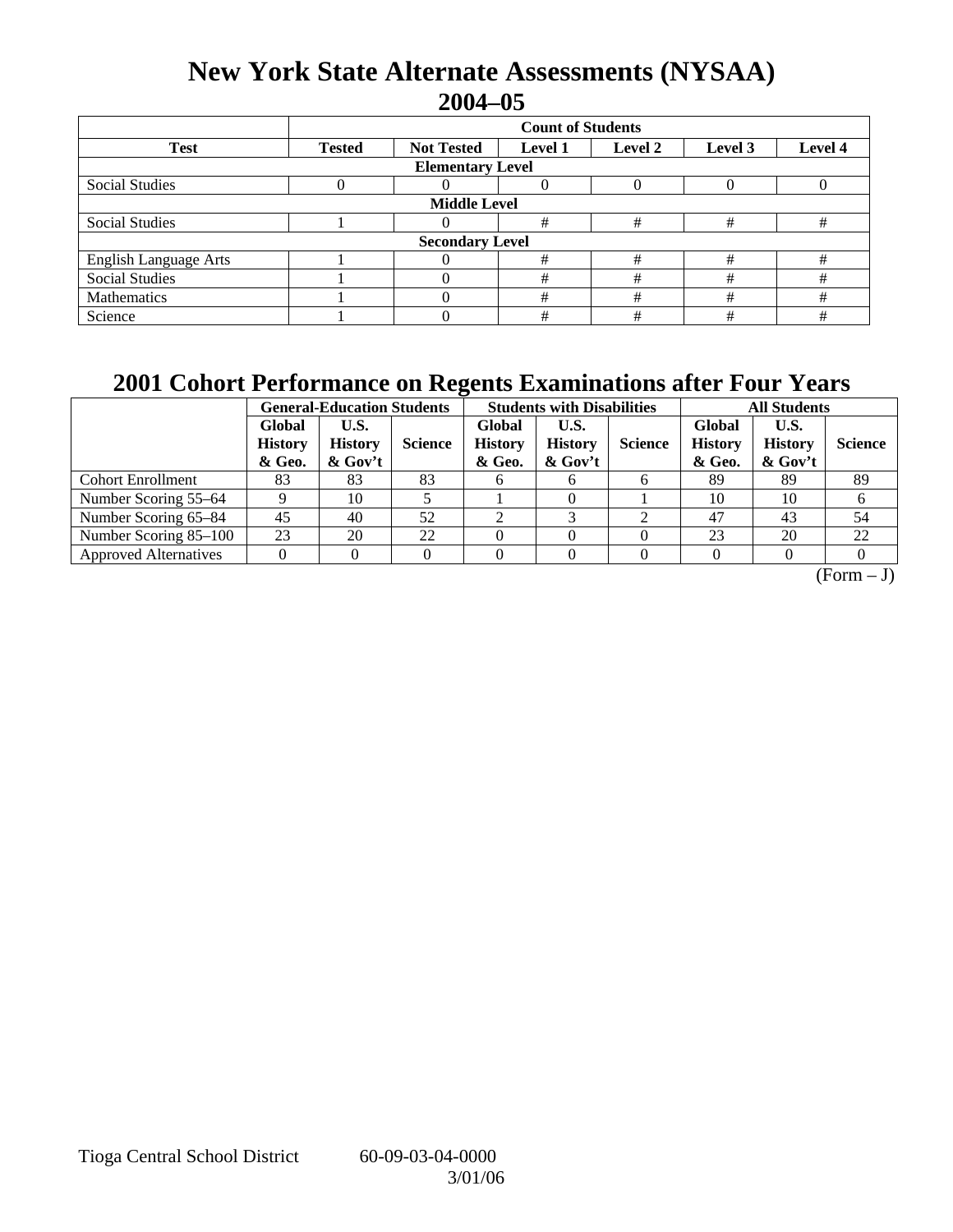# New York State Alternate Assessments (NYSAA)

## 2004–05

| | Count of Students | | | | | |
|---|---|---|---|---|---|---|
| **Test** | **Tested** | **Not Tested** | **Level 1** | **Level 2** | **Level 3** | **Level 4** |
| **Elementary Level** | | | | | | |
| Social Studies | 0 | 0 | 0 | 0 | 0 | 0 |
| **Middle Level** | | | | | | |
| Social Studies | 1 | 0 | # | # | # | # |
| **Secondary Level** | | | | | | |
| English Language Arts | 1 | 0 | # | # | # | # |
| Social Studies | 1 | 0 | # | # | # | # |
| Mathematics | 1 | 0 | # | # | # | # |
| Science | 1 | 0 | # | # | # | # |

## 2001 Cohort Performance on Regents Examinations after Four Years

| | General-Education Students | | | Students with Disabilities | | | All Students | | |
|---|---|---|---|---|---|---|---|---|---|
| | **Global History & Geo.** | **U.S. History & Gov't** | **Science** | **Global History & Geo.** | **U.S. History & Gov't** | **Science** | **Global History & Geo.** | **U.S. History & Gov't** | **Science** |
| Cohort Enrollment | 83 | 83 | 83 | 6 | 6 | 6 | 89 | 89 | 89 |
| Number Scoring 55–64 | 9 | 10 | 5 | 1 | 0 | 1 | 10 | 10 | 6 |
| Number Scoring 65–84 | 45 | 40 | 52 | 2 | 3 | 2 | 47 | 43 | 54 |
| Number Scoring 85–100 | 23 | 20 | 22 | 0 | 0 | 0 | 23 | 20 | 22 |
| Approved Alternatives | 0 | 0 | 0 | 0 | 0 | 0 | 0 | 0 | 0 |

(Form – J)

Tioga Central School District 60-09-03-04-0000
3/01/06